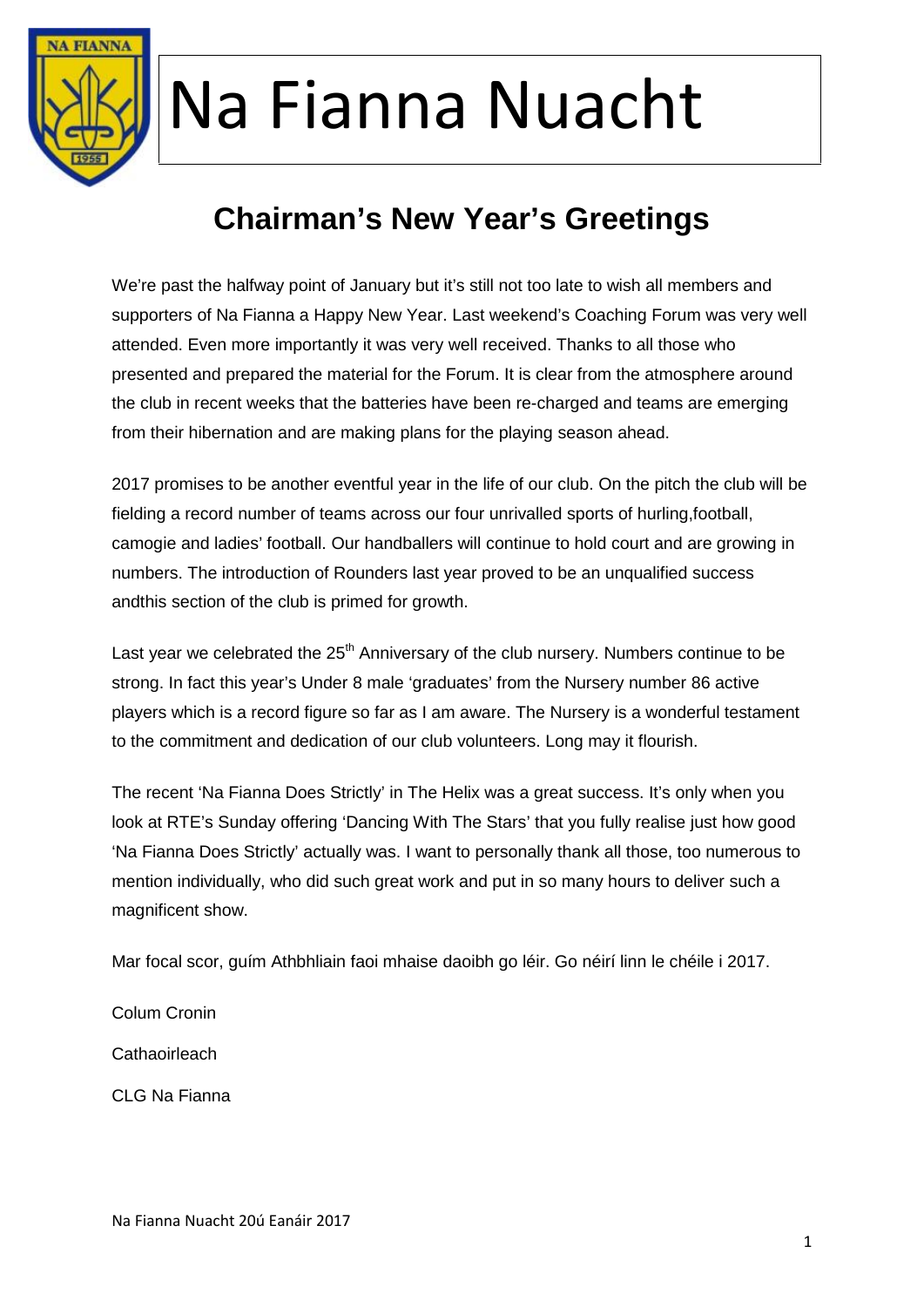# Na Fianna Nuacht

## Chairman's New Year's Greetings

We're past the halfway point of January but it's still not too late to wish all members and supporters of Na Fianna a Happy New Year. Last weekend's Coaching Forum was very well attended. Even more importantly it was very well received. Thanks to all those who presented and prepared the material for the Forum. It is clear from the atmosphere around the club in recent weeks that the batteries have been re-charged and teams are emerging from their hibernation and are making plans for the playing season ahead.

2017 promises to be another eventful year in the life of our club. On the pitch the club will be fielding a record number of teams across our four unrivalled sports of hurling,football, camogie and ladies' football. Our handballers will continue to hold court and are growing in numbers. The introduction of Rounders last year proved to be an unqualified success andthis section of the club is primed for growth.

Last year we celebrated the 25th Anniversary of the club nursery. Numbers continue to be strong. In fact this year's Under 8 male 'graduates' from the Nursery number 86 active players which is a record figure so far as I am aware. The Nursery is a wonderful testament to the commitment and dedication of our club volunteers. Long may it flourish.

The recent 'Na Fianna Does Strictly' in The Helix was a great success. It's only when you look at RTE's Sunday offering 'Dancing With The Stars' that you fully realise just how good 'Na Fianna Does Strictly' actually was. I want to personally thank all those, too numerous to mention individually, who did such great work and put in so many hours to deliver such a magnificent show.

Mar focal scor, guím Athbhliain faoi mhaise daoibh go léir. Go néirí linn le chéile i 2017.

Colum Cronin

Cathaoirleach

CLG Na Fianna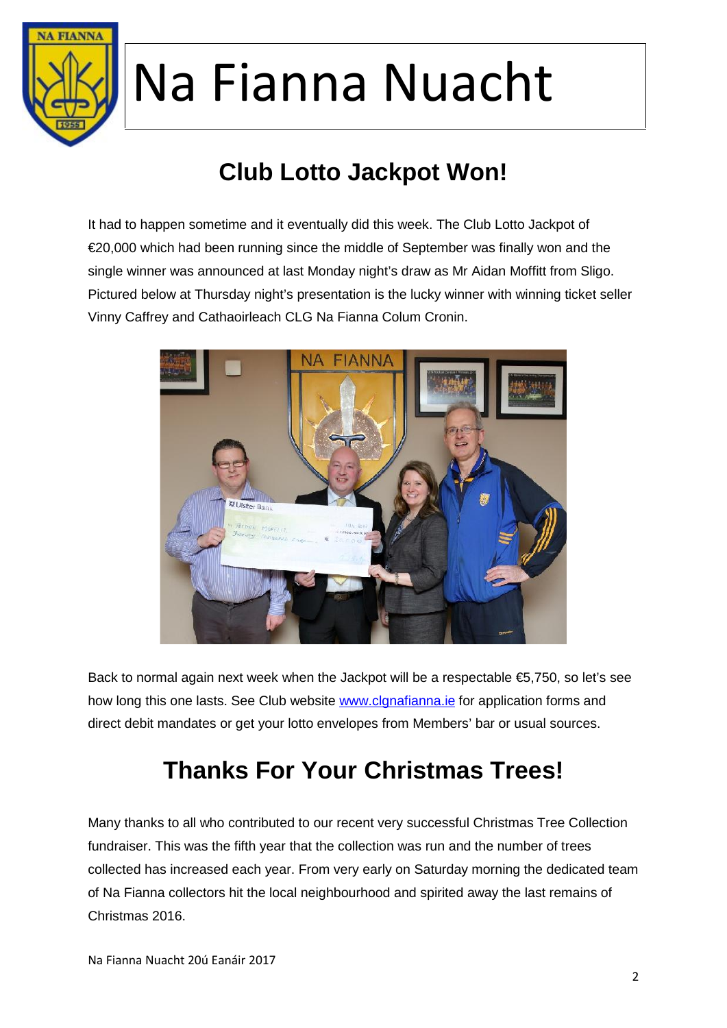# Na Fianna Nuacht

## Club Lotto Jackpot Won!

It had to happen sometime and it eventually did this week. The Club Lotto Jackpot of €20,000 which had been running since the middle of September was finally won and the single winner was announced at last Monday night's draw as Mr Aidan Moffitt from Sligo. Pictured below at Thursday night's presentation is the lucky winner with winning ticket seller Vinny Caffrey and Cathaoirleach CLG Na Fianna Colum Cronin.

Back to normal again next week when the Jackpot will be a respectable €5,750, so let's see how long this one lasts. See Club website [www.clgnafianna.ie](http://www.clgnafianna.ie) for application forms and direct debit mandates or get your lotto envelopes from Members' bar or usual sources.

## Thanks For Your Christmas Trees!

Many thanks to all who contributed to our recent very successful Christmas Tree Collection fundraiser. This was the fifth year that the collection was run and the number of trees collected has increased each year. From very early on Saturday morning the dedicated team of Na Fianna collectors hit the local neighbourhood and spirited away the last remains of Christmas 2016.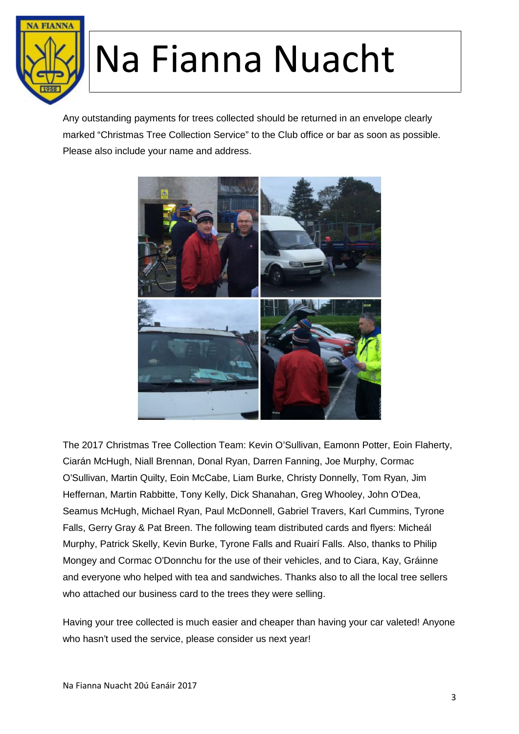Any outstanding payments for trees collected should be returned in an envelope clearly marked "Christmas Tree Collection Service" to the Club office or bar as soon as possible. Please also include your name and address.

The 2017 Christmas Tree Collection Team: Kevin O'Sullivan, Eamonn Potter, Eoin Flaherty, Ciarán McHugh, Niall Brennan, Donal Ryan, Darren Fanning, Joe Murphy, Cormac O'Sullivan, Martin Quilty, Eoin McCabe, Liam Burke, Christy Donnelly, Tom Ryan, Jim Heffernan, Martin Rabbitte, Tony Kelly, Dick Shanahan, Greg Whooley, John O'Dea, Seamus McHugh, Michael Ryan, Paul McDonnell, Gabriel Travers, Karl Cummins, Tyrone Falls, Gerry Gray & Pat Breen. The following team distributed cards and flyers: Micheál Murphy, Patrick Skelly, Kevin Burke, Tyrone Falls and Ruairí Falls. Also, thanks to Philip Mongey and Cormac O'Donnchu for the use of their vehicles, and to Ciara, Kay, Gráinne and everyone who helped with tea and sandwiches. Thanks also to all the local tree sellers who attached our business card to the trees they were selling.

Having your tree collected is much easier and cheaper than having your car valeted! Anyone who hasn't used the service, please consider us next year!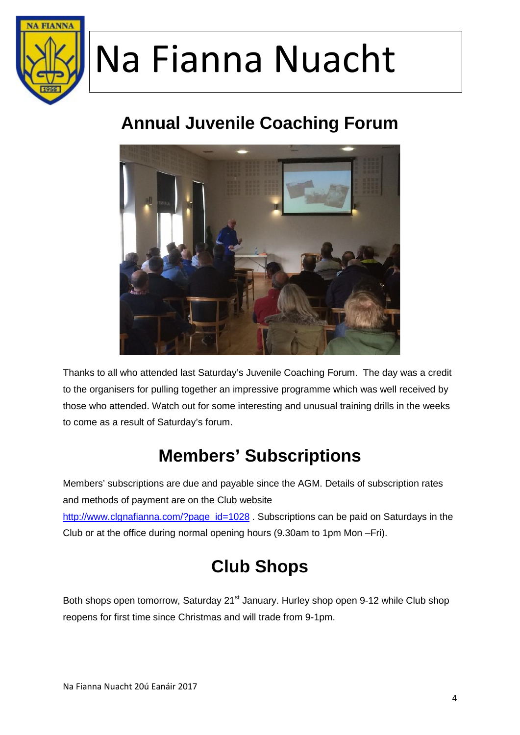# Na Fianna Nuacht

## Annual Juvenile Coaching Forum

Thanks to all who attended last Saturday's Juvenile Coaching Forum. The day was a credit to the organisers for pulling together an impressive programme which was well received by those who attended. Watch out for some interesting and unusual training drills in the weeks to come as a result of Saturday's forum.

## Members' Subscriptions

Members' subscriptions are due and payable since the AGM. Details of subscription rates and methods of payment are on the Club website [http://www.clgnafianna.com/?page_id=1028](http://www.clgnafianna.com/?page_id=1028) . Subscriptions can be paid on Saturdays in the Club or at the office during normal opening hours (9.30am to 1pm Mon –Fri).

## Club Shops

Both shops open tomorrow, Saturday 21st January. Hurley shop open 9-12 while Club shop reopens for first time since Christmas and will trade from 9-1pm.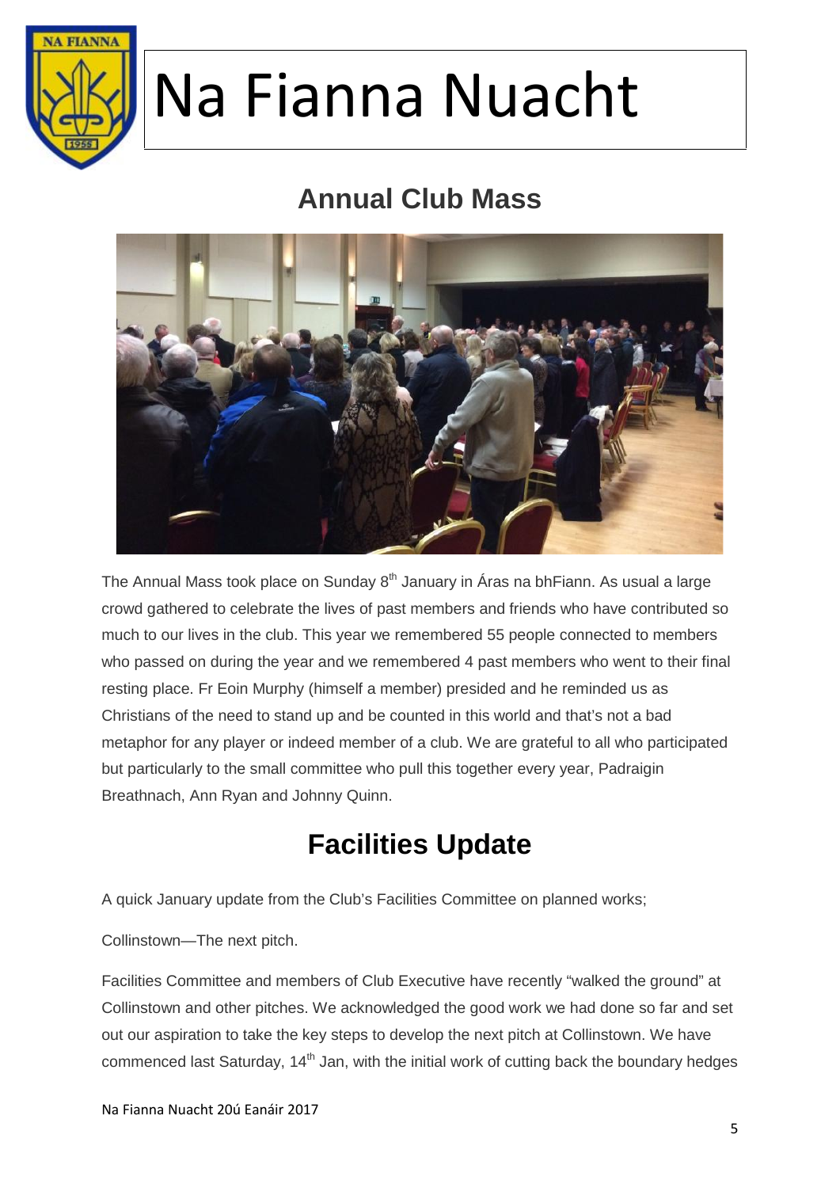# Na Fianna Nuacht

## Annual Club Mass

The Annual Mass took place on Sunday 8th January in Áras na bhFiann. As usual a large crowd gathered to celebrate the lives of past members and friends who have contributed so much to our lives in the club. This year we remembered 55 people connected to members who passed on during the year and we remembered 4 past members who went to their final resting place. Fr Eoin Murphy (himself a member) presided and he reminded us as Christians of the need to stand up and be counted in this world and that's not a bad metaphor for any player or indeed member of a club. We are grateful to all who participated but particularly to the small committee who pull this together every year, Padraigin Breathnach, Ann Ryan and Johnny Quinn.

## Facilities Update

A quick January update from the Club's Facilities Committee on planned works;

Collinstown—The next pitch.

Facilities Committee and members of Club Executive have recently "walked the ground" at Collinstown and other pitches. We acknowledged the good work we had done so far and set out our aspiration to take the key steps to develop the next pitch at Collinstown. We have commenced last Saturday, 14th Jan, with the initial work of cutting back the boundary hedges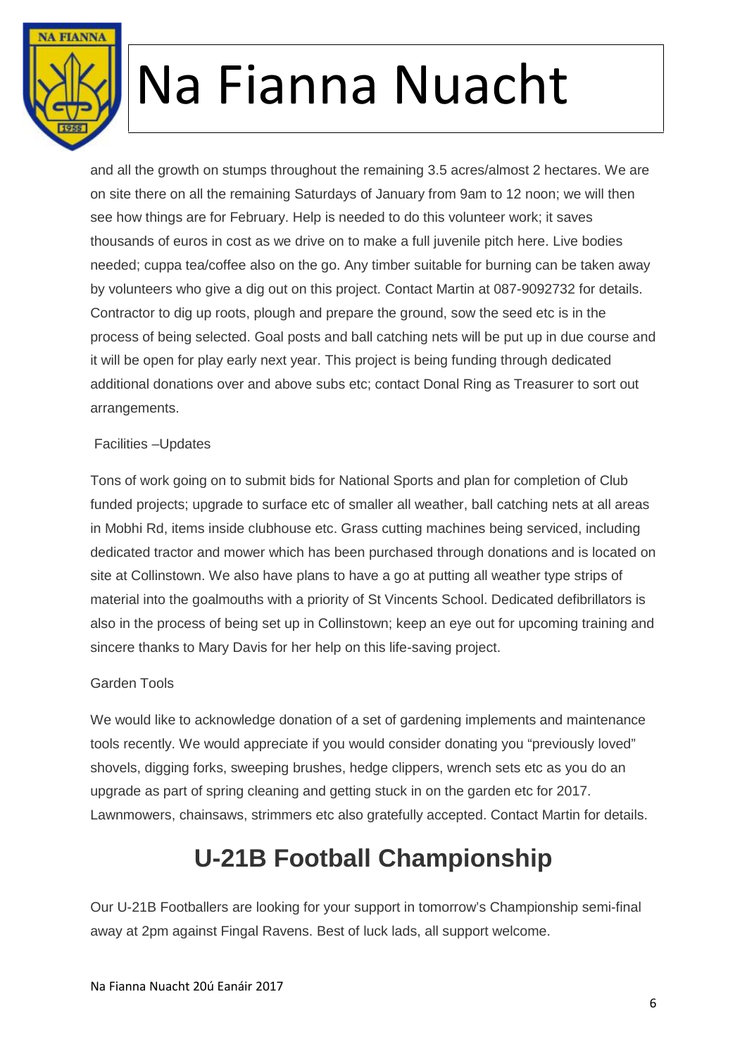and all the growth on stumps throughout the remaining 3.5 acres/almost 2 hectares. We are on site there on all the remaining Saturdays of January from 9am to 12 noon; we will then see how things are for February. Help is needed to do this volunteer work; it saves thousands of euros in cost as we drive on to make a full juvenile pitch here. Live bodies needed; cuppa tea/coffee also on the go. Any timber suitable for burning can be taken away by volunteers who give a dig out on this project. Contact Martin at 087-9092732 for details. Contractor to dig up roots, plough and prepare the ground, sow the seed etc is in the process of being selected. Goal posts and ball catching nets will be put up in due course and it will be open for play early next year. This project is being funding through dedicated additional donations over and above subs etc; contact Donal Ring as Treasurer to sort out arrangements.

Facilities –Updates

Tons of work going on to submit bids for National Sports and plan for completion of Club funded projects; upgrade to surface etc of smaller all weather, ball catching nets at all areas in Mobhi Rd, items inside clubhouse etc. Grass cutting machines being serviced, including dedicated tractor and mower which has been purchased through donations and is located on site at Collinstown. We also have plans to have a go at putting all weather type strips of material into the goalmouths with a priority of St Vincents School. Dedicated defibrillators is also in the process of being set up in Collinstown; keep an eye out for upcoming training and sincere thanks to Mary Davis for her help on this life-saving project.

Garden Tools

We would like to acknowledge donation of a set of gardening implements and maintenance tools recently. We would appreciate if you would consider donating you "previously loved" shovels, digging forks, sweeping brushes, hedge clippers, wrench sets etc as you do an upgrade as part of spring cleaning and getting stuck in on the garden etc for 2017. Lawnmowers, chainsaws, strimmers etc also gratefully accepted. Contact Martin for details.

## U-21B Football Championship

Our U-21B Footballers are looking for your support in tomorrow's Championship semi-final away at 2pm against Fingal Ravens. Best of luck lads, all support welcome.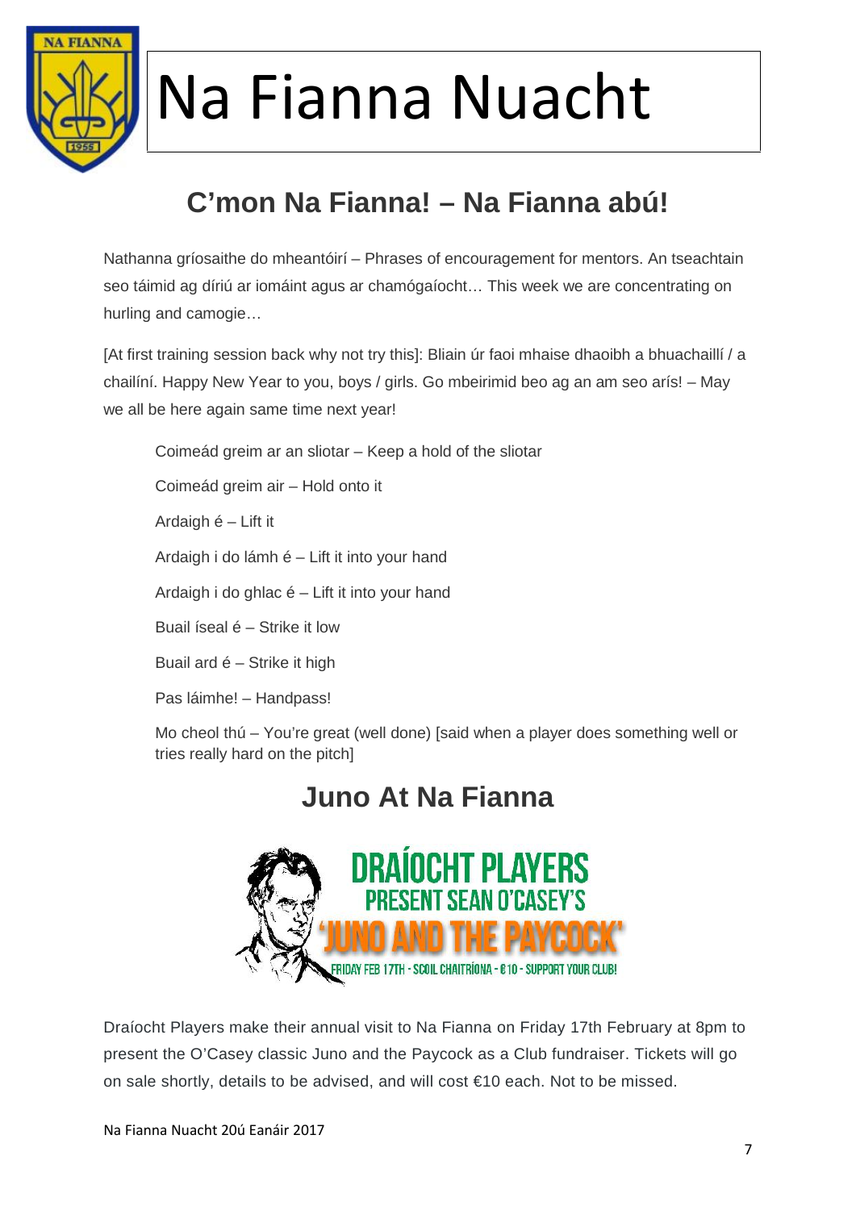# Na Fianna Nuacht

## C'mon Na Fianna! – Na Fianna abú!

Nathanna gríosaithe do mheantóirí – Phrases of encouragement for mentors. An tseachtain seo táimid ag díriú ar iomáint agus ar chamógaíocht… This week we are concentrating on hurling and camogie…

[At first training session back why not try this]: Bliain úr faoi mhaise dhaoibh a bhuachaillí / a chailíní. Happy New Year to you, boys / girls. Go mbeirimid beo ag an am seo arís! – May we all be here again same time next year!

Coimeád greim ar an sliotar – Keep a hold of the sliotar

Coimeád greim air – Hold onto it

Ardaigh é – Lift it

Ardaigh i do lámh é – Lift it into your hand

Ardaigh i do ghlac é – Lift it into your hand

Buail íseal é – Strike it low

Buail ard é – Strike it high

Pas láimhe! – Handpass!

Mo cheol thú – You're great (well done) [said when a player does something well or tries really hard on the pitch]

## Juno At Na Fianna

DRAÍOCHT PLAYERS PRESENT SEAN O'CASEY'S 'JUNO AND THE PAYCOCK' FRIDAY FEB 17TH - SCOIL CHAITRÍONA - €10 - SUPPORT YOUR CLUB!

Draíocht Players make their annual visit to Na Fianna on Friday 17th February at 8pm to present the O'Casey classic Juno and the Paycock as a Club fundraiser. Tickets will go on sale shortly, details to be advised, and will cost €10 each. Not to be missed.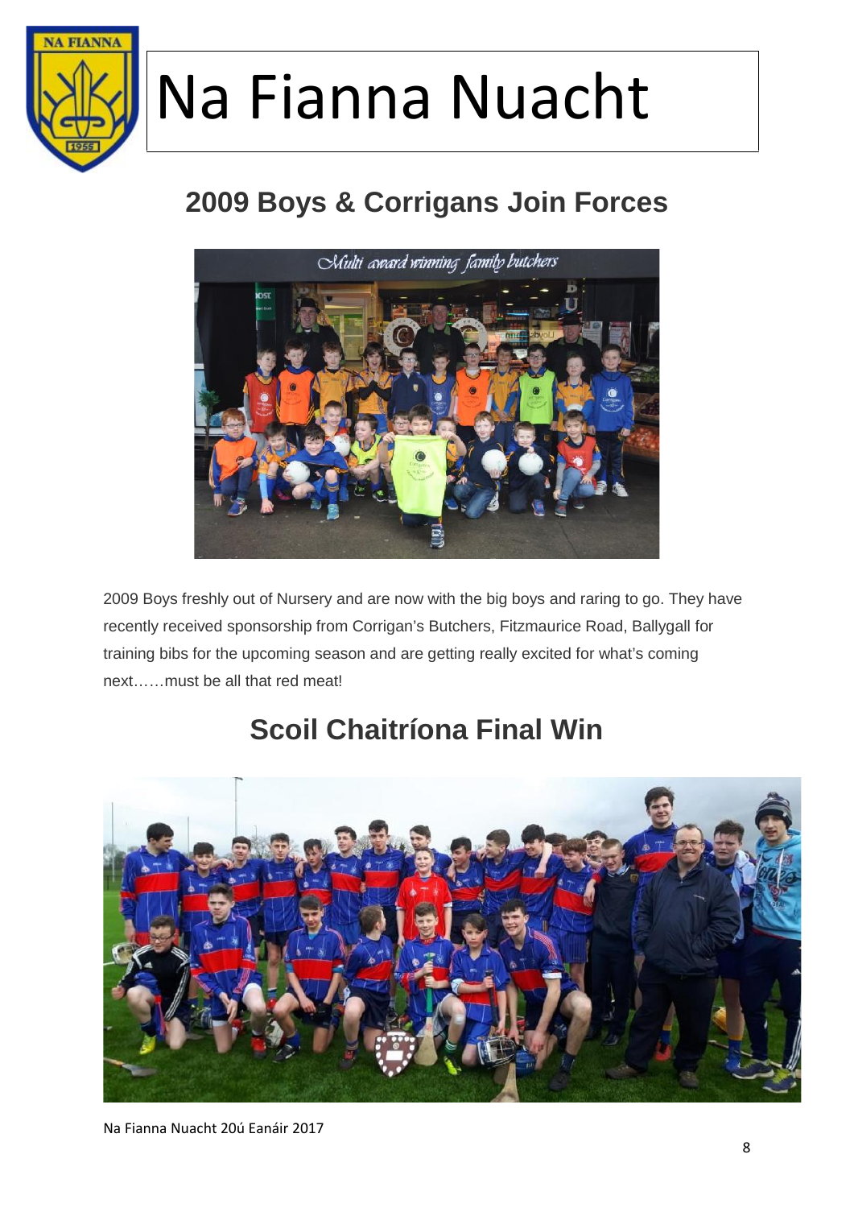# Na Fianna Nuacht

## 2009 Boys & Corrigans Join Forces

2009 Boys freshly out of Nursery and are now with the big boys and raring to go. They have recently received sponsorship from Corrigan's Butchers, Fitzmaurice Road, Ballygall for training bibs for the upcoming season and are getting really excited for what's coming next……must be all that red meat!

## Scoil Chaitríona Final Win

Na Fianna Nuacht 20ú Eanáir 2017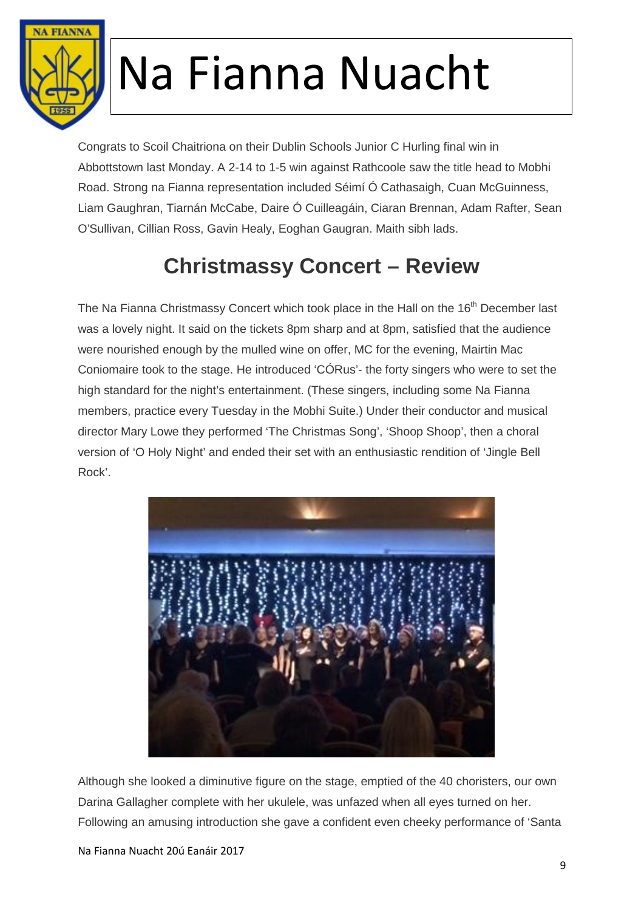# Na Fianna Nuacht

Congrats to Scoil Chaitriona on their Dublin Schools Junior C Hurling final win in Abbottstown last Monday. A 2-14 to 1-5 win against Rathcoole saw the title head to Mobhi Road. Strong na Fianna representation included Séimí Ó Cathasaigh, Cuan McGuinness, Liam Gaughran, Tiarnán McCabe, Daire Ó Cuilleagáin, Ciaran Brennan, Adam Rafter, Sean O'Sullivan, Cillian Ross, Gavin Healy, Eoghan Gaugran. Maith sibh lads.

## Christmassy Concert – Review

The Na Fianna Christmassy Concert which took place in the Hall on the 16th December last was a lovely night. It said on the tickets 8pm sharp and at 8pm, satisfied that the audience were nourished enough by the mulled wine on offer, MC for the evening, Mairtin Mac Coniomaire took to the stage. He introduced 'CÓRus'- the forty singers who were to set the high standard for the night's entertainment. (These singers, including some Na Fianna members, practice every Tuesday in the Mobhi Suite.) Under their conductor and musical director Mary Lowe they performed 'The Christmas Song', 'Shoop Shoop', then a choral version of 'O Holy Night' and ended their set with an enthusiastic rendition of 'Jingle Bell Rock'.

Although she looked a diminutive figure on the stage, emptied of the 40 choristers, our own Darina Gallagher complete with her ukulele, was unfazed when all eyes turned on her. Following an amusing introduction she gave a confident even cheeky performance of 'Santa

Na Fianna Nuacht 20ú Eanáir 2017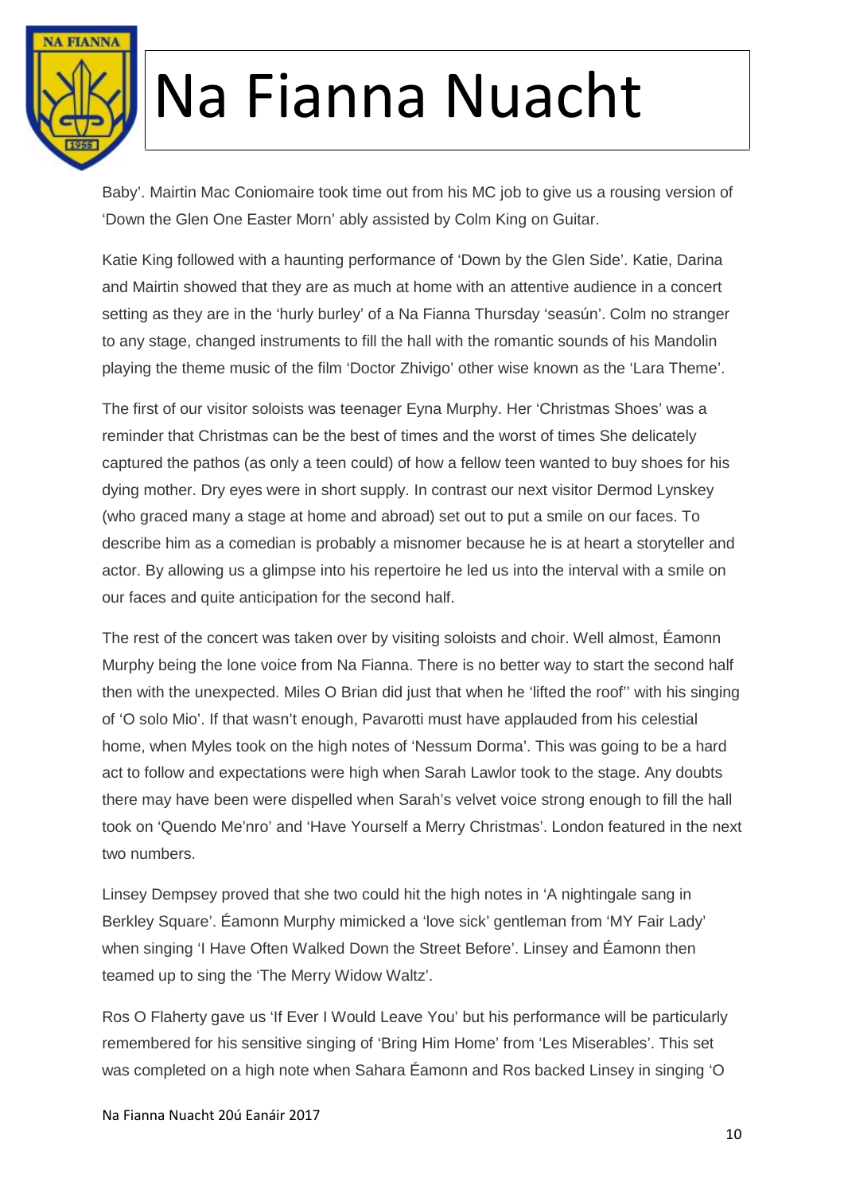Baby'. Mairtin Mac Coniomaire took time out from his MC job to give us a rousing version of 'Down the Glen One Easter Morn' ably assisted by Colm King on Guitar.

Katie King followed with a haunting performance of 'Down by the Glen Side'. Katie, Darina and Mairtin showed that they are as much at home with an attentive audience in a concert setting as they are in the 'hurly burley' of a Na Fianna Thursday 'seasún'. Colm no stranger to any stage, changed instruments to fill the hall with the romantic sounds of his Mandolin playing the theme music of the film 'Doctor Zhivigo' other wise known as the 'Lara Theme'.

The first of our visitor soloists was teenager Eyna Murphy. Her 'Christmas Shoes' was a reminder that Christmas can be the best of times and the worst of times She delicately captured the pathos (as only a teen could) of how a fellow teen wanted to buy shoes for his dying mother. Dry eyes were in short supply. In contrast our next visitor Dermod Lynskey (who graced many a stage at home and abroad) set out to put a smile on our faces. To describe him as a comedian is probably a misnomer because he is at heart a storyteller and actor. By allowing us a glimpse into his repertoire he led us into the interval with a smile on our faces and quite anticipation for the second half.

The rest of the concert was taken over by visiting soloists and choir. Well almost, Éamonn Murphy being the lone voice from Na Fianna. There is no better way to start the second half then with the unexpected. Miles O Brian did just that when he 'lifted the roof'' with his singing of 'O solo Mio'. If that wasn't enough, Pavarotti must have applauded from his celestial home, when Myles took on the high notes of 'Nessum Dorma'. This was going to be a hard act to follow and expectations were high when Sarah Lawlor took to the stage. Any doubts there may have been were dispelled when Sarah's velvet voice strong enough to fill the hall took on 'Quendo Me'nro' and 'Have Yourself a Merry Christmas'. London featured in the next two numbers.

Linsey Dempsey proved that she two could hit the high notes in 'A nightingale sang in Berkley Square'. Éamonn Murphy mimicked a 'love sick' gentleman from 'MY Fair Lady' when singing 'I Have Often Walked Down the Street Before'. Linsey and Éamonn then teamed up to sing the 'The Merry Widow Waltz'.

Ros O Flaherty gave us 'If Ever I Would Leave You' but his performance will be particularly remembered for his sensitive singing of 'Bring Him Home' from 'Les Miserables'. This set was completed on a high note when Sahara Éamonn and Ros backed Linsey in singing 'O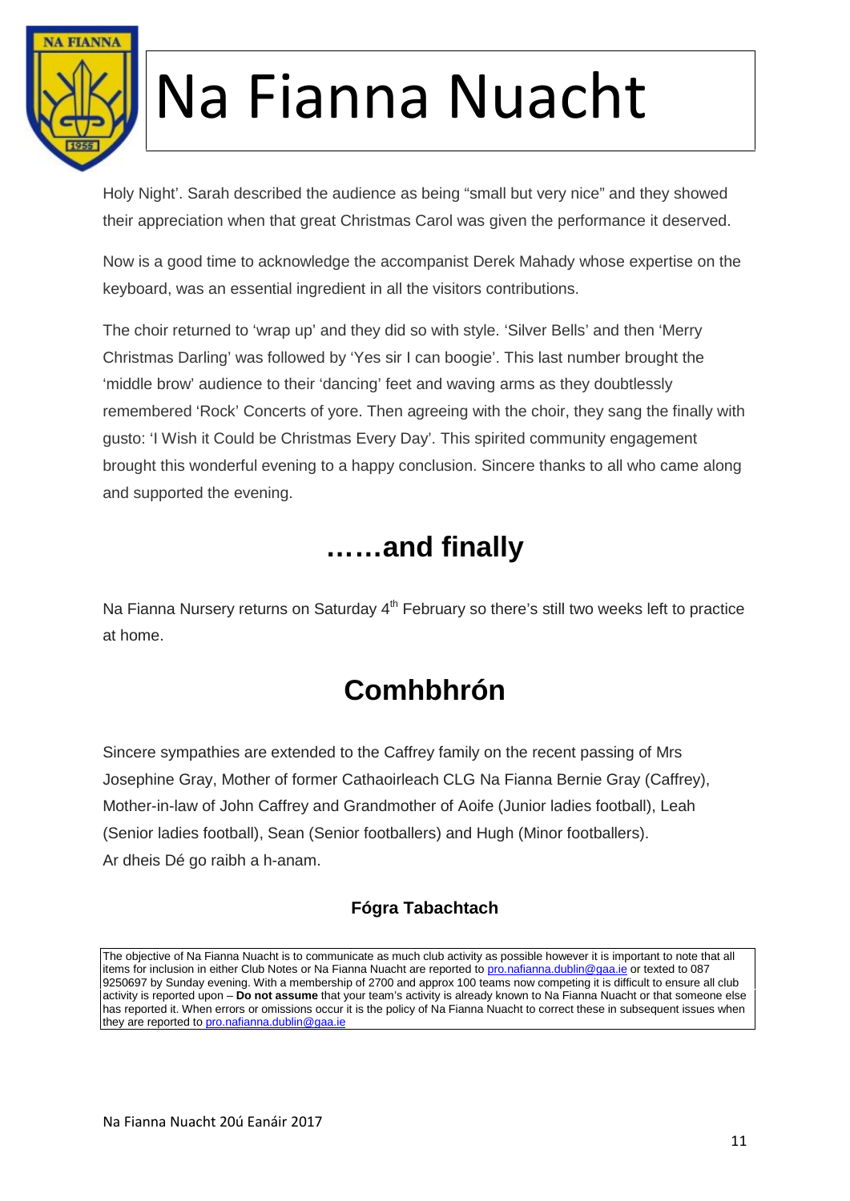Holy Night'. Sarah described the audience as being "small but very nice" and they showed their appreciation when that great Christmas Carol was given the performance it deserved.

Now is a good time to acknowledge the accompanist Derek Mahady whose expertise on the keyboard, was an essential ingredient in all the visitors contributions.

The choir returned to 'wrap up' and they did so with style. 'Silver Bells' and then 'Merry Christmas Darling' was followed by 'Yes sir I can boogie'. This last number brought the 'middle brow' audience to their 'dancing' feet and waving arms as they doubtlessly remembered 'Rock' Concerts of yore. Then agreeing with the choir, they sang the finally with gusto: 'I Wish it Could be Christmas Every Day'. This spirited community engagement brought this wonderful evening to a happy conclusion. Sincere thanks to all who came along and supported the evening.

## ……and finally

Na Fianna Nursery returns on Saturday 4th February so there's still two weeks left to practice at home.

## Comhbhrón

Sincere sympathies are extended to the Caffrey family on the recent passing of Mrs Josephine Gray, Mother of former Cathaoirleach CLG Na Fianna Bernie Gray (Caffrey), Mother-in-law of John Caffrey and Grandmother of Aoife (Junior ladies football), Leah (Senior ladies football), Sean (Senior footballers) and Hugh (Minor footballers).
Ar dheis Dé go raibh a h-anam.

### Fógra Tabachtach

The objective of Na Fianna Nuacht is to communicate as much club activity as possible however it is important to note that all items for inclusion in either Club Notes or Na Fianna Nuacht are reported to pro.nafianna.dublin@gaa.ie or texted to 087 9250697 by Sunday evening. With a membership of 2700 and approx 100 teams now competing it is difficult to ensure all club activity is reported upon – **Do not assume** that your team's activity is already known to Na Fianna Nuacht or that someone else has reported it. When errors or omissions occur it is the policy of Na Fianna Nuacht to correct these in subsequent issues when they are reported to pro.nafianna.dublin@gaa.ie

Na Fianna Nuacht 20ú Eanáir 2017